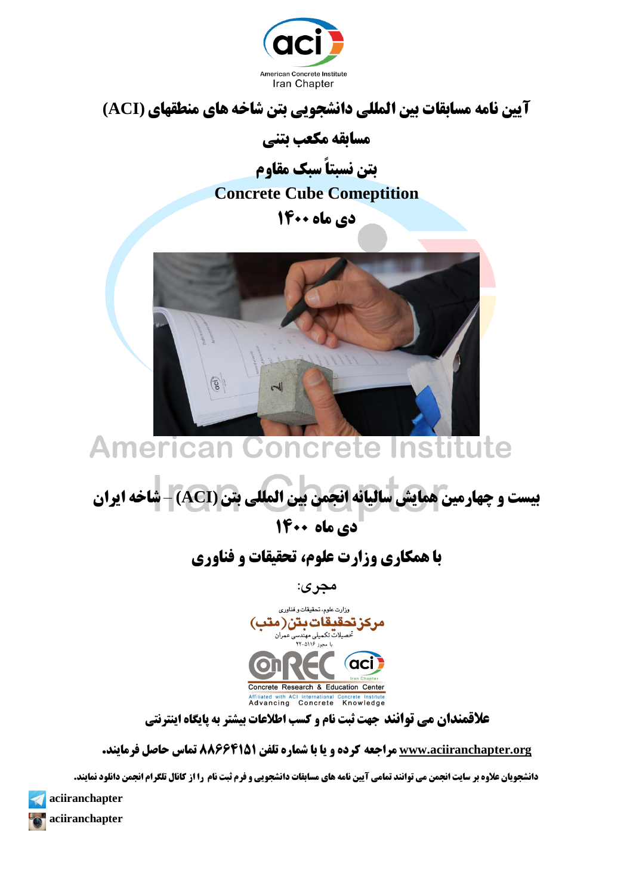American Concrete Institute
Iran Chapter

# آیین نامه مسابقات بین المللی دانشجویی بتن شاخه های منطقهای (ACI)

## مسابقه مکعب بتنی

## بتن نسبتاً سبک مقاوم

## Concrete Cube Cometition

## دی ماه ۱۴۰۰

## بیست و چهارمین همایش سالیانه انجمن بین المللی بتن (ACI) – شاخه ایران

## دی ماه ۱۴۰۰

## با همکاری وزارت علوم، تحقیقات و فناوری

مجری:

وزارت علوم، تحقیقات و فناوری

مرکز تحقیقات بتن (متب)

تحصیلات تکمیلی مهندسی عمران

با مجوز ۵۱۱۶-۲۲

Concrete Research & Education Center

Affiliated with ACI International Concrete Institute

Advancing Concrete Knowledge

**علاقمندان می توانند جهت ثبت نام و کسب اطلاعات بیشتر به پایگاه اینترنتی**

**www.aciiranchapter.org مراجعه کرده و یا با شماره تلفن ۸۸۶۶۴۱۵۱ تماس حاصل فرمایند.**

**دانشجویان علاوه بر سایت انجمن می توانند تمامی آیین نامه های مسابقات دانشجویی و فرم ثبت نام را از کانال تلگرام انجمن دانلود نمایند.**

**aciiranchapter**

**aciiranchapter**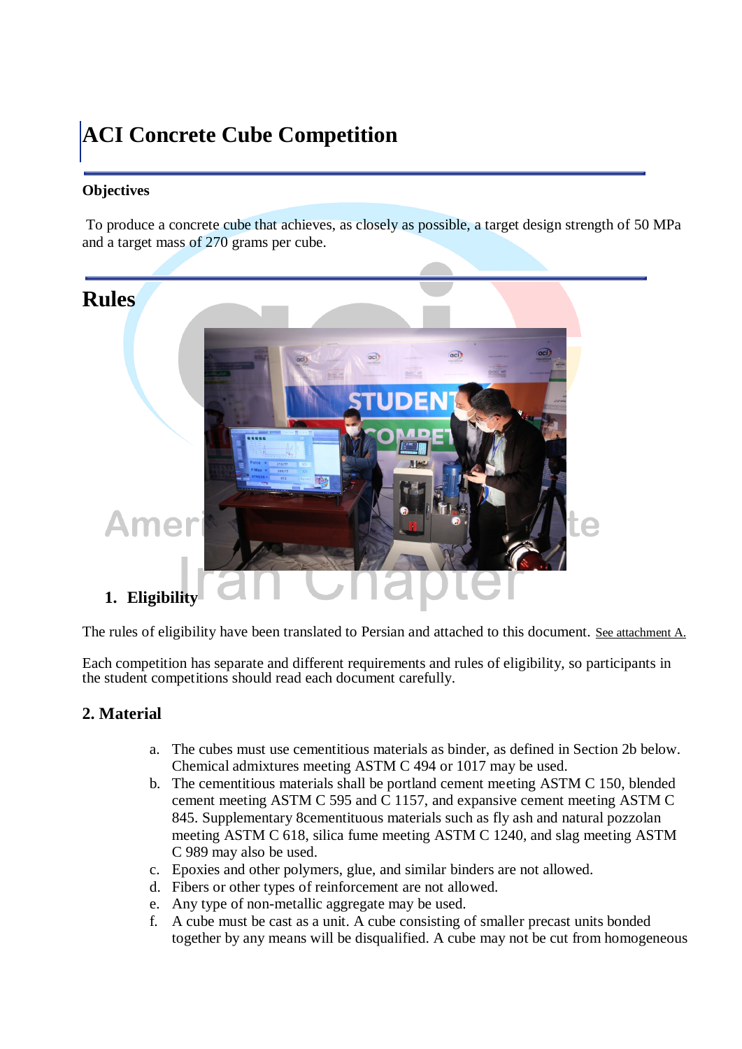# ACI Concrete Cube Competition

**Objectives**

To produce a concrete cube that achieves, as closely as possible, a target design strength of 50 MPa and a target mass of 270 grams per cube.

# Rules

1. **Eligibility**

The rules of eligibility have been translated to Persian and attached to this document. See attachment A.

Each competition has separate and different requirements and rules of eligibility, so participants in the student competitions should read each document carefully.

## 2. Material

a. The cubes must use cementitious materials as binder, as defined in Section 2b below. Chemical admixtures meeting ASTM C 494 or 1017 may be used.
b. The cementitious materials shall be portland cement meeting ASTM C 150, blended cement meeting ASTM C 595 and C 1157, and expansive cement meeting ASTM C 845. Supplementary 8cementituous materials such as fly ash and natural pozzolan meeting ASTM C 618, silica fume meeting ASTM C 1240, and slag meeting ASTM C 989 may also be used.
c. Epoxies and other polymers, glue, and similar binders are not allowed.
d. Fibers or other types of reinforcement are not allowed.
e. Any type of non-metallic aggregate may be used.
f. A cube must be cast as a unit. A cube consisting of smaller precast units bonded together by any means will be disqualified. A cube may not be cut from homogeneous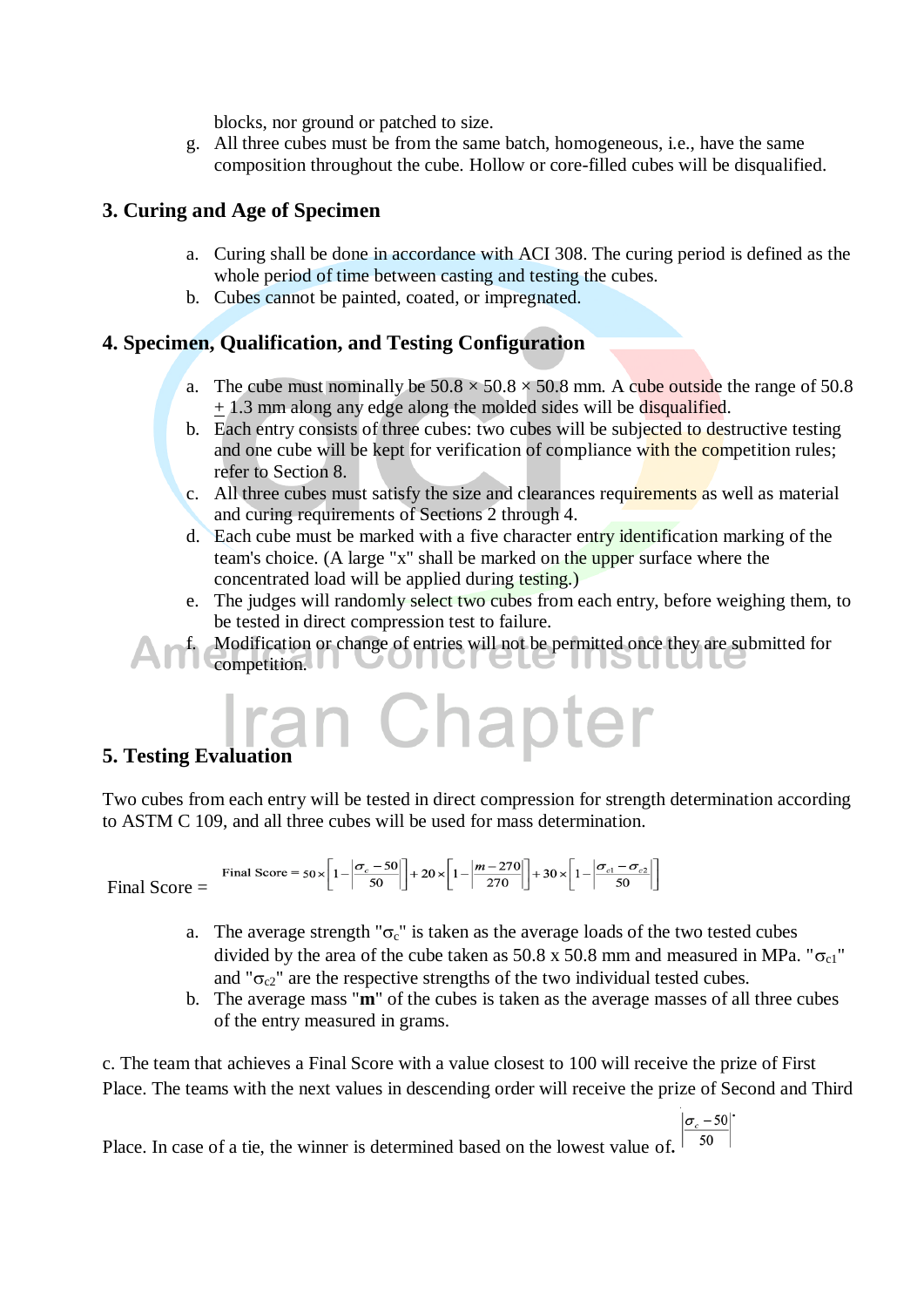blocks, nor ground or patched to size.

g. All three cubes must be from the same batch, homogeneous, i.e., have the same composition throughout the cube. Hollow or core-filled cubes will be disqualified.

## 3. Curing and Age of Specimen

a. Curing shall be done in accordance with ACI 308. The curing period is defined as the whole period of time between casting and testing the cubes.
b. Cubes cannot be painted, coated, or impregnated.

## 4. Specimen, Qualification, and Testing Configuration

a. The cube must nominally be 50.8 × 50.8 × 50.8 mm. A cube outside the range of 50.8 ± 1.3 mm along any edge along the molded sides will be disqualified.
b. Each entry consists of three cubes: two cubes will be subjected to destructive testing and one cube will be kept for verification of compliance with the competition rules; refer to Section 8.
c. All three cubes must satisfy the size and clearances requirements as well as material and curing requirements of Sections 2 through 4.
d. Each cube must be marked with a five character entry identification marking of the team's choice. (A large "x" shall be marked on the upper surface where the concentrated load will be applied during testing.)
e. The judges will randomly select two cubes from each entry, before weighing them, to be tested in direct compression test to failure.
f. Modification or change of entries will not be permitted once they are submitted for competition.

## 5. Testing Evaluation

Two cubes from each entry will be tested in direct compression for strength determination according to ASTM C 109, and all three cubes will be used for mass determination.

Final Score =

$$\text{Final Score} = 50 \times \left[1 - \left|\frac{\sigma_c - 50}{50}\right|\right] + 20 \times \left[1 - \left|\frac{m - 270}{270}\right|\right] + 30 \times \left[1 - \left|\frac{\sigma_{c1} - \sigma_{c2}}{50}\right|\right]$$

a. The average strength "$\sigma_c$" is taken as the average loads of the two tested cubes divided by the area of the cube taken as 50.8 x 50.8 mm and measured in MPa. "$\sigma_{c1}$" and "$\sigma_{c2}$" are the respective strengths of the two individual tested cubes.
b. The average mass "**m**" of the cubes is taken as the average masses of all three cubes of the entry measured in grams.

c. The team that achieves a Final Score with a value closest to 100 will receive the prize of First Place. The teams with the next values in descending order will receive the prize of Second and Third Place. In case of a tie, the winner is determined based on the lowest value of. $\left|\frac{\sigma_c - 50}{50}\right|$.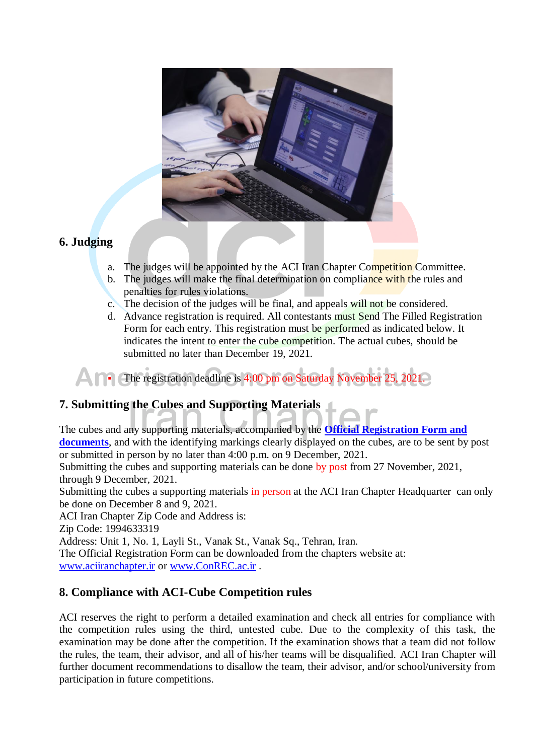## 6. Judging

a. The judges will be appointed by the ACI Iran Chapter Competition Committee.
b. The judges will make the final determination on compliance with the rules and penalties for rules violations.
c. The decision of the judges will be final, and appeals will not be considered.
d. Advance registration is required. All contestants must Send The Filled Registration Form for each entry. This registration must be performed as indicated below. It indicates the intent to enter the cube competition. The actual cubes, should be submitted no later than December 19, 2021.

- The registration deadline is 4:00 pm on Saturday November 25, 2021.

## 7. Submitting the Cubes and Supporting Materials

The cubes and any supporting materials, accompanied by the **Official Registration Form and documents**, and with the identifying markings clearly displayed on the cubes, are to be sent by post or submitted in person by no later than 4:00 p.m. on 9 December, 2021.
Submitting the cubes and supporting materials can be done by post from 27 November, 2021, through 9 December, 2021.
Submitting the cubes a supporting materials in person at the ACI Iran Chapter Headquarter can only be done on December 8 and 9, 2021.
ACI Iran Chapter Zip Code and Address is:
Zip Code: 1994633319
Address: Unit 1, No. 1, Layli St., Vanak St., Vanak Sq., Tehran, Iran.
The Official Registration Form can be downloaded from the chapters website at: www.aciiranchapter.ir or www.ConREC.ac.ir .

## 8. Compliance with ACI-Cube Competition rules

ACI reserves the right to perform a detailed examination and check all entries for compliance with the competition rules using the third, untested cube. Due to the complexity of this task, the examination may be done after the competition. If the examination shows that a team did not follow the rules, the team, their advisor, and all of his/her teams will be disqualified. ACI Iran Chapter will further document recommendations to disallow the team, their advisor, and/or school/university from participation in future competitions.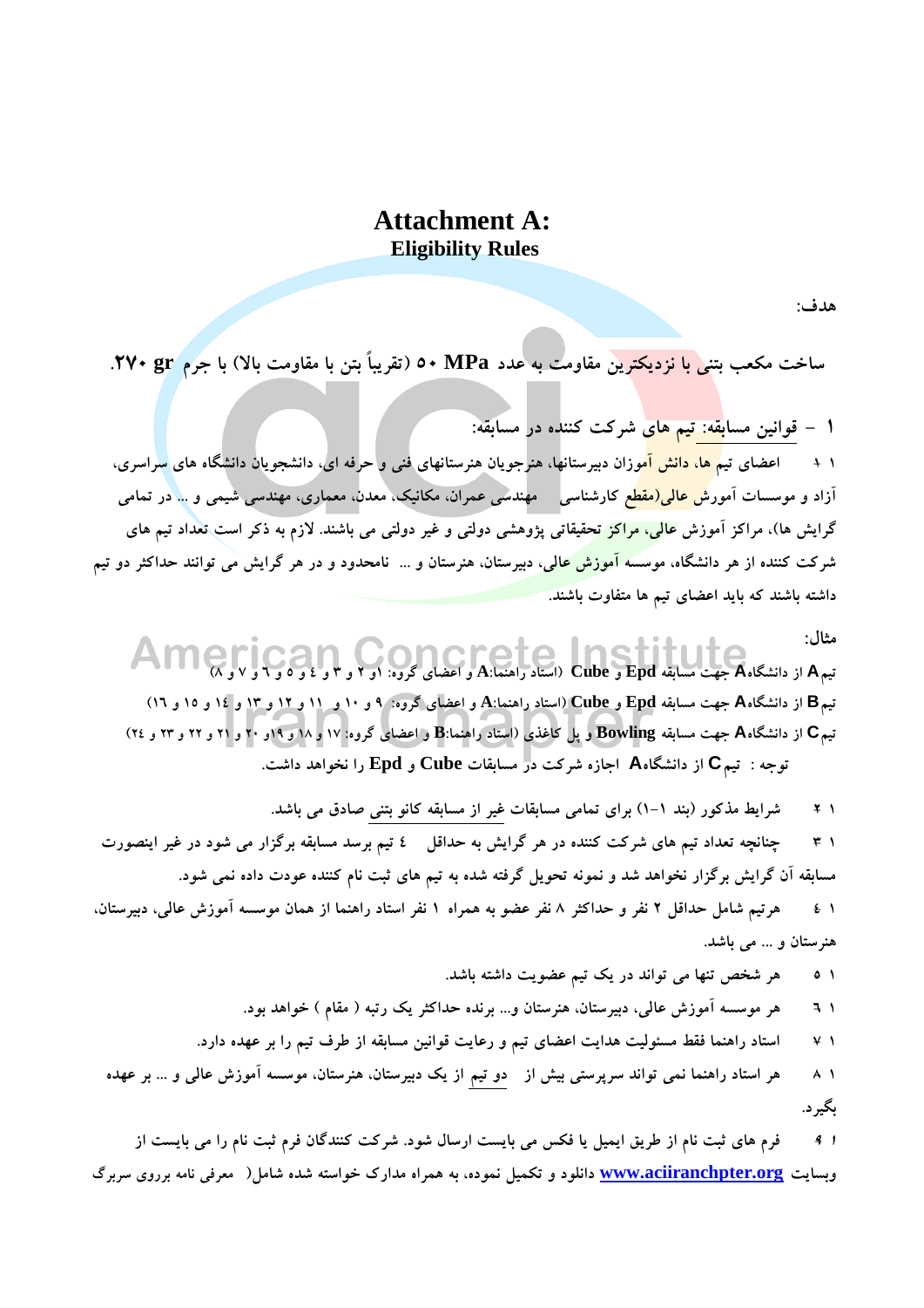# Attachment A:
## Eligibility Rules

هدف:

ساخت مکعب بتنی با نزدیکترین مقاومت به عدد 50 MPa (تقریباً بتن با مقاومت بالا) با جرم 270 gr.

**۱ – قوانین مسابقه: تیم های شرکت کننده در مسابقه:**

۱-۱ اعضای تیم ها، دانش آموزان دبیرستانها، هنرجویان هنرستانهای فنی و حرفه ای، دانشجویان دانشگاه های سراسری، آزاد و موسسات آموزش عالی(مقطع کارشناسی مهندسی عمران، مکانیک، معدن، معماری، مهندسی شیمی و ... در تمامی گرایش ها)، مراکز آموزش عالی، مراکز تحقیقاتی پژوهشی دولتی و غیر دولتی می باشند. لازم به ذکر است تعداد تیم های شرکت کننده از هر دانشگاه، موسسه آموزش عالی، دبیرستان، هنرستان و ... نامحدود و در هر گرایش می توانند حداکثر دو تیم داشته باشند که باید اعضای تیم ها متفاوت باشند.

مثال:

تیم **A** از دانشگاه**A** جهت مسابقه **Epd** و **Cube** (استاد راهنما:**A** و اعضای گروه: ۱و ۲ و ۳ و ٤ و ٥ و ٦ و ۷ و ۸)

تیم **B** از دانشگاه**A** جهت مسابقه **Epd** و **Cube** (استاد راهنما:**A** و اعضای گروه: ۹ و ۱۰ و ۱۱ و ۱۲ و ۱۳ و ۱٤ و ۱٥ و ۱٦)

تیم **C** از دانشگاه**A** جهت مسابقه **Bowling** و پل کاغذی (استاد راهنما:**B** و اعضای گروه: ۱۷ و ۱۸ و ۱۹و ۲۰ و ۲۱ و ۲۲ و ۲۳ و ۲٤)

توجه : تیم **C** از دانشگاه**A** اجازه شرکت در مسابقات **Cube** و **Epd** را نخواهد داشت.

۱-۲ شرایط مذکور (بند ۱-۱) برای تمامی مسابقات غیر از مسابقه کانو بتنی صادق می باشد.

۱-۳ چنانچه تعداد تیم های شرکت کننده در هر گرایش به حداقل ٤ تیم برسد مسابقه برگزار می شود در غیر اینصورت مسابقه آن گرایش برگزار نخواهد شد و نمونه تحویل گرفته شده به تیم های ثبت نام کننده عودت داده نمی شود.

۱-٤ هرتیم شامل حداقل ۲ نفر و حداکثر ۸ نفر عضو به همراه ۱ نفر استاد راهنما از همان موسسه آموزش عالی، دبیرستان، هنرستان و ... می باشد.

۱-٥ هر شخص تنها می تواند در یک تیم عضویت داشته باشد.

۱-٦ هر موسسه آموزش عالی، دبیرستان، هنرستان و... برنده حداکثر یک رتبه ( مقام ) خواهد بود.

۱-۷ استاد راهنما فقط مسئولیت هدایت اعضای تیم و رعایت قوانین مسابقه از طرف تیم را بر عهده دارد.

۱-۸ هر استاد راهنما نمی تواند سرپرستی بیش از دو تیم از یک دبیرستان، هنرستان، موسسه آموزش عالی و ... بر عهده بگیرد.

۱-۹ فرم های ثبت نام از طریق ایمیل یا فکس می بایست ارسال شود. شرکت کنندگان فرم ثبت نام را می بایست از وبسایت **www.aciiranchpter.org** دانلود و تکمیل نموده، به همراه مدارک خواسته شده شامل( معرفی نامه برروی سربرگ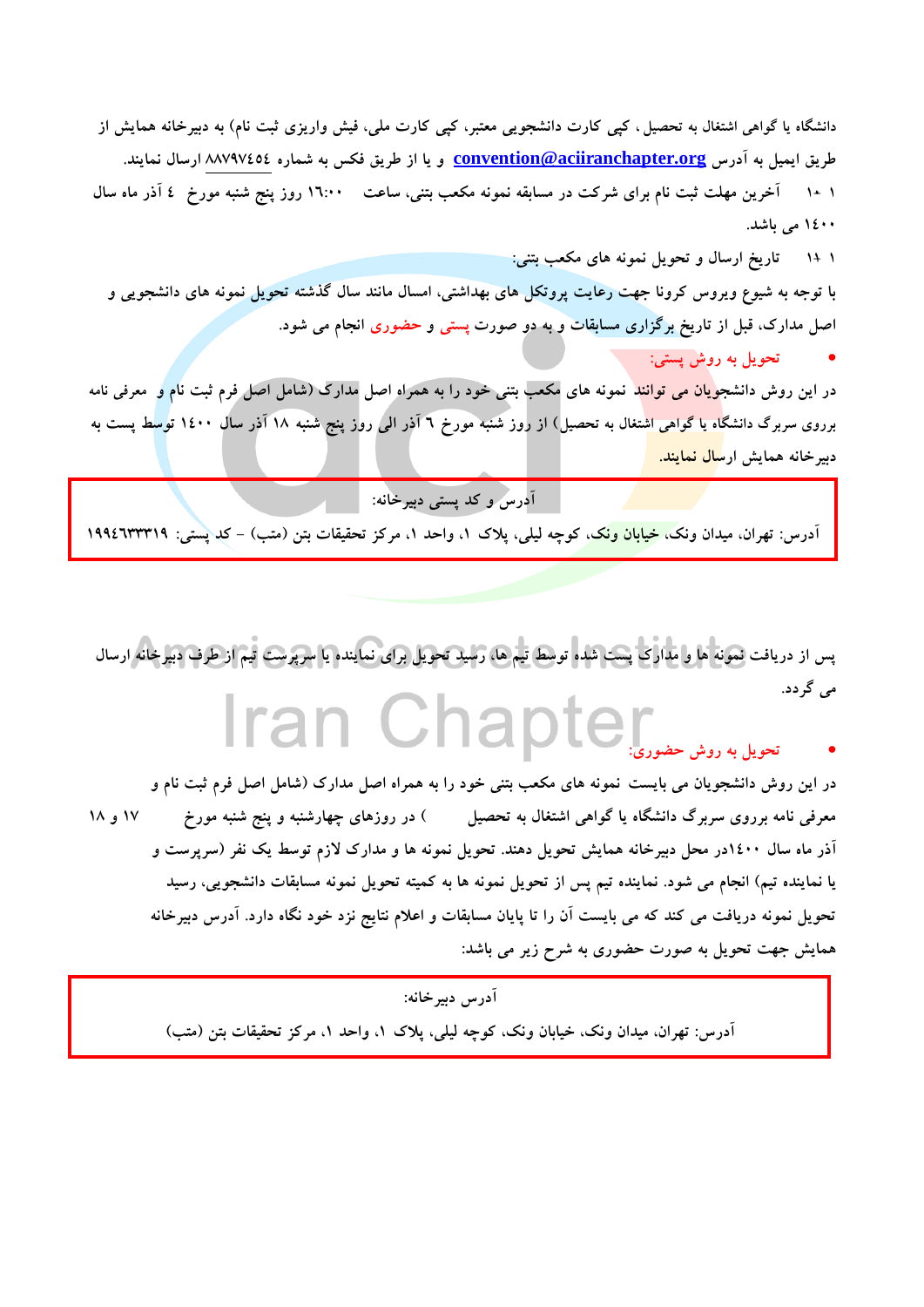دانشگاه یا گواهی اشتغال به تحصیل ، کپی کارت دانشجویی معتبر، کپی کارت ملی، فیش واریزی ثبت نام) به دبیرخانه همایش از طریق ایمیل به آدرس convention@aciiranchapter.org و یا از طریق فکس به شماره ۸۸۷۹۷۴۵۴ ارسال نمایند.

۱ -۱۰ آخرین مهلت ثبت نام برای شرکت در مسابقه نمونه مکعب بتنی، ساعت ۱۶:۰۰ روز پنج شنبه مورخ ٤ آذر ماه سال ۱۴۰۰ می باشد.

۱ -۱۱ تاریخ ارسال و تحویل نمونه های مکعب بتنی:

با توجه به شیوع ویروس کرونا جهت رعایت پروتکل های بهداشتی، امسال مانند سال گذشته تحویل نمونه های دانشجویی و اصل مدارک، قبل از تاریخ برگزاری مسابقات و به دو صورت پستی و حضوری انجام می شود.

- **تحویل به روش پستی:**

در این روش دانشجویان می توانند نمونه های مکعب بتنی خود را به همراه اصل مدارک (شامل اصل فرم ثبت نام و معرفی نامه برروی سربرگ دانشگاه یا گواهی اشتغال به تحصیل) از روز شنبه مورخ ٦ آذر الی روز پنج شنبه ۱۸ آذر سال ۱۴۰۰ توسط پست به دبیرخانه همایش ارسال نمایند.

| آدرس و کد پستی دبیرخانه: |
|---|
| آدرس: تهران، میدان ونک، خیابان ونک، کوچه لیلی، پلاک ۱، واحد ۱، مرکز تحقیقات بتن (متب) - کد پستی: ۱۹۹٤٦۳۳۳۱۹ |

پس از دریافت نمونه ها و مدارک پست شده توسط تیم ها، رسید تحویل برای نماینده یا سرپرست تیم از طرف دبیرخانه ارسال می گردد.

- **تحویل به روش حضوری:**

در این روش دانشجویان می بایست نمونه های مکعب بتنی خود را به همراه اصل مدارک (شامل اصل فرم ثبت نام و معرفی نامه برروی سربرگ دانشگاه یا گواهی اشتغال به تحصیل ) در روزهای چهارشنبه و پنج شنبه مورخ ۱۷ و ۱۸ آذر ماه سال ۱۴۰۰در محل دبیرخانه همایش تحویل دهند. تحویل نمونه ها و مدارک لازم توسط یک نفر (سرپرست و یا نماینده تیم) انجام می شود. نماینده تیم پس از تحویل نمونه ها به کمیته تحویل نمونه مسابقات دانشجویی، رسید تحویل نمونه دریافت می کند که می بایست آن را تا پایان مسابقات و اعلام نتایج نزد خود نگاه دارد. آدرس دبیرخانه همایش جهت تحویل به صورت حضوری به شرح زیر می باشد:

| آدرس دبیرخانه: |
|---|
| آدرس: تهران، میدان ونک، خیابان ونک، کوچه لیلی، پلاک ۱، واحد ۱، مرکز تحقیقات بتن (متب) |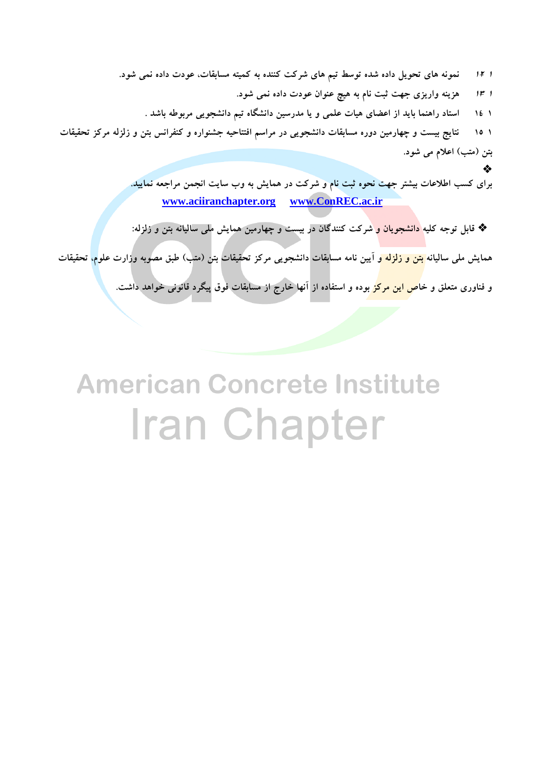۱۲ ۱ نمونه های تحویل داده شده توسط تیم های شرکت کننده به کمیته مسابقات، عودت داده نمی شود.

۱۳ ۱ هزینه واریزی جهت ثبت نام به هیچ عنوان عودت داده نمی شود.

۱٤ ۱ استاد راهنما باید از اعضای هیات علمی و یا مدرسین دانشگاه تیم دانشجویی مربوطه باشد .

۱۵ ۱ نتایج بیست و چهارمین دوره مسابقات دانشجویی در مراسم افتتاحیه جشنواره و کنفرانس بتن و زلزله مرکز تحقیقات بتن (متب) اعلام می شود.

❖

برای کسب اطلاعات بیشتر جهت نحوه ثبت نام و شرکت در همایش به وب سایت انجمن مراجعه نمایید.

www.aciiranchapter.org www.ConREC.ac.ir

❖ قابل توجه کلیه دانشجویان و شرکت کنندگان در بیست و چهارمین همایش ملی سالیانه بتن و زلزله:

همایش ملی سالیانه بتن و زلزله و آیین نامه مسابقات دانشجویی مرکز تحقیقات بتن (متب) طبق مصوبه وزارت علوم، تحقیقات و فناوری متعلق و خاص این مرکز بوده و استفاده از آنها خارج از مسابقات فوق پیگرد قانونی خواهد داشت.

American Concrete Institute
Iran Chapter